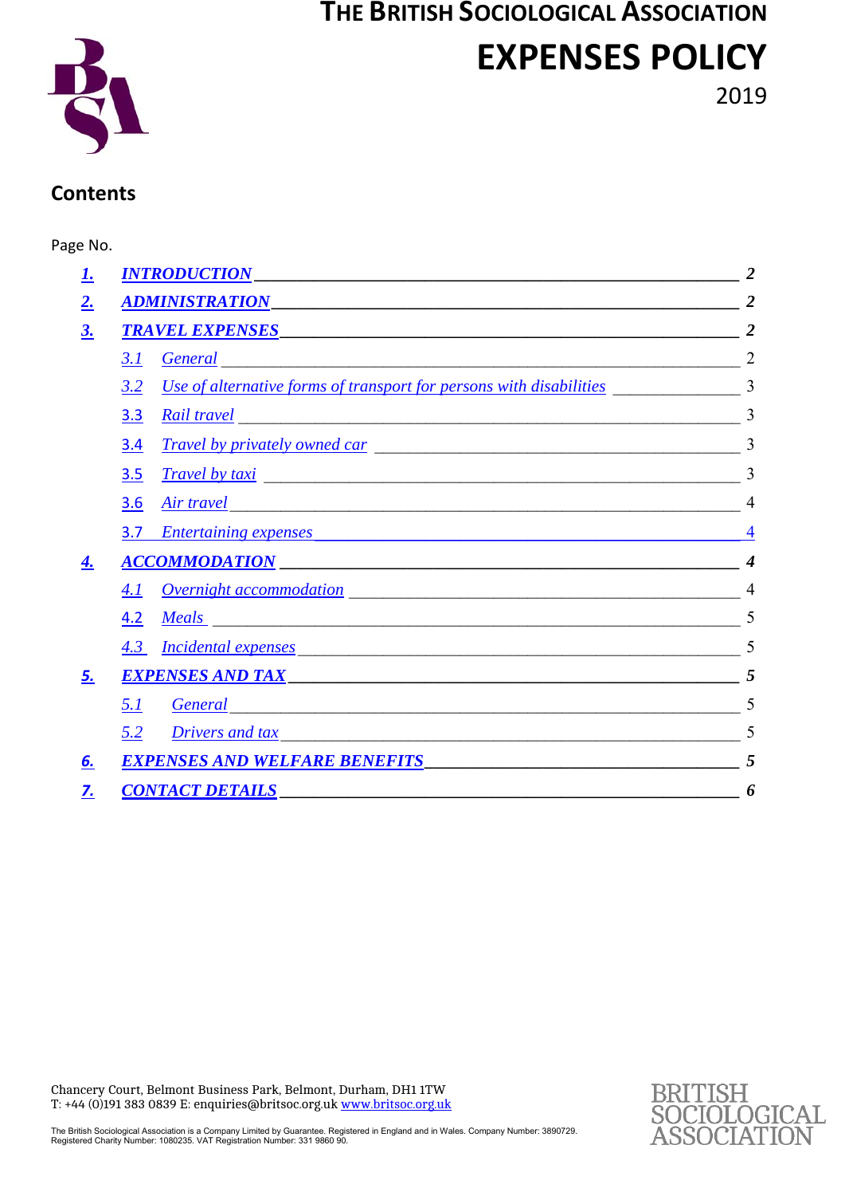# THE BRITISH SOCIOLOGICAL ASSOCIATION

# EXPENSES POLICY

2019

## Contents

Page No.

1. INTRODUCTION — 2
2. ADMINISTRATION — 2
3. TRAVEL EXPENSES — 2
   - 3.1 General — 2
   - 3.2 Use of alternative forms of transport for persons with disabilities — 3
   - 3.3 Rail travel — 3
   - 3.4 Travel by privately owned car — 3
   - 3.5 Travel by taxi — 3
   - 3.6 Air travel — 4
   - 3.7 Entertaining expenses — 4
4. ACCOMMODATION — 4
   - 4.1 Overnight accommodation — 4
   - 4.2 Meals — 5
   - 4.3 Incidental expenses — 5
5. EXPENSES AND TAX — 5
   - 5.1 General — 5
   - 5.2 Drivers and tax — 5
6. EXPENSES AND WELFARE BENEFITS — 5
7. CONTACT DETAILS — 6

Chancery Court, Belmont Business Park, Belmont, Durham, DH1 1TW
T: +44 (0)191 383 0839 E: enquiries@britsoc.org.uk www.britsoc.org.uk

The British Sociological Association is a Company Limited by Guarantee. Registered in England and in Wales. Company Number: 3890729.
Registered Charity Number: 1080235. VAT Registration Number: 331 9860 90.

BRITISH SOCIOLOGICAL ASSOCIATION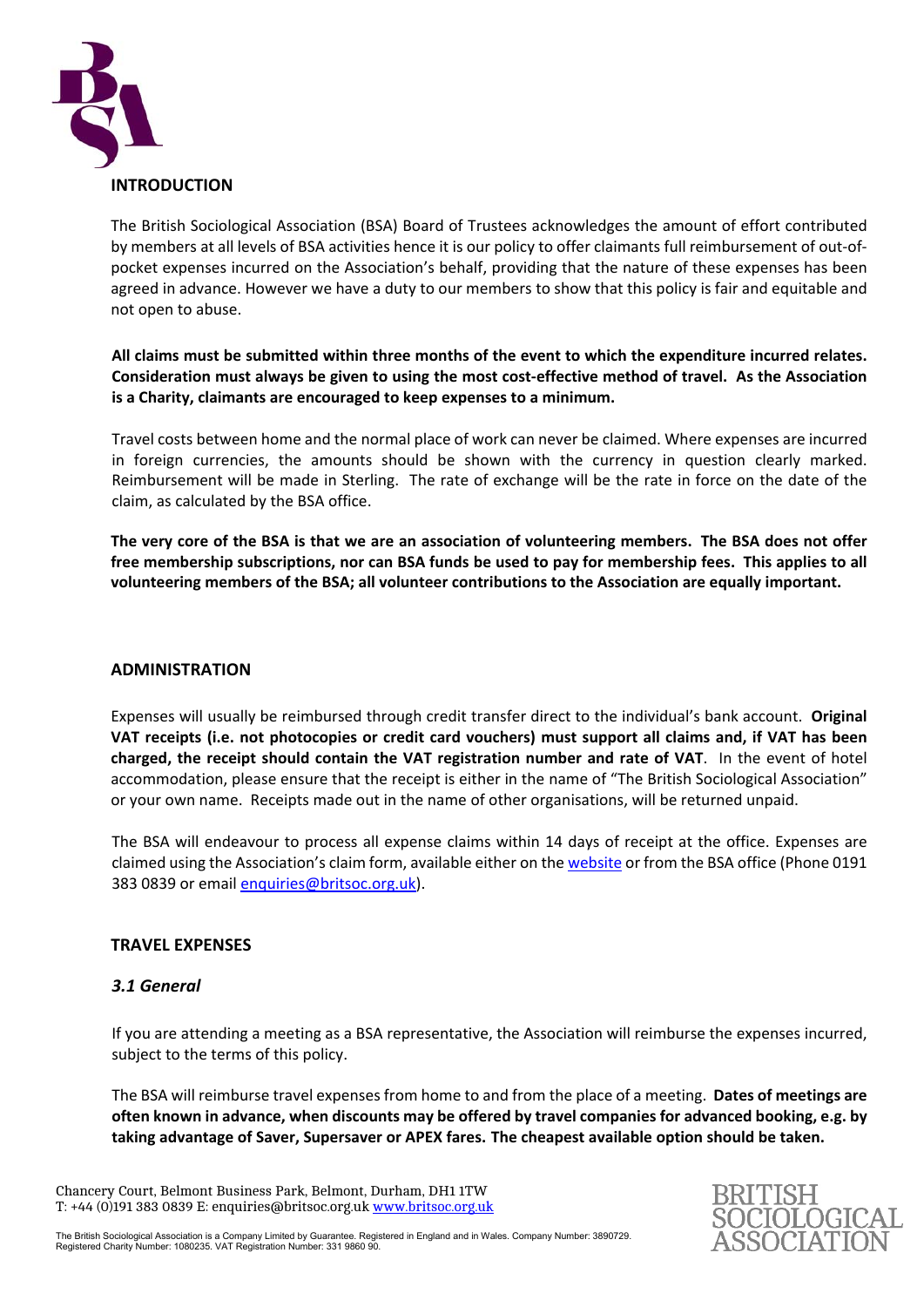## INTRODUCTION

The British Sociological Association (BSA) Board of Trustees acknowledges the amount of effort contributed by members at all levels of BSA activities hence it is our policy to offer claimants full reimbursement of out-of-pocket expenses incurred on the Association's behalf, providing that the nature of these expenses has been agreed in advance. However we have a duty to our members to show that this policy is fair and equitable and not open to abuse.

**All claims must be submitted within three months of the event to which the expenditure incurred relates. Consideration must always be given to using the most cost-effective method of travel. As the Association is a Charity, claimants are encouraged to keep expenses to a minimum.**

Travel costs between home and the normal place of work can never be claimed. Where expenses are incurred in foreign currencies, the amounts should be shown with the currency in question clearly marked. Reimbursement will be made in Sterling. The rate of exchange will be the rate in force on the date of the claim, as calculated by the BSA office.

**The very core of the BSA is that we are an association of volunteering members. The BSA does not offer free membership subscriptions, nor can BSA funds be used to pay for membership fees. This applies to all volunteering members of the BSA; all volunteer contributions to the Association are equally important.**

## ADMINISTRATION

Expenses will usually be reimbursed through credit transfer direct to the individual's bank account. **Original VAT receipts (i.e. not photocopies or credit card vouchers) must support all claims and, if VAT has been charged, the receipt should contain the VAT registration number and rate of VAT**. In the event of hotel accommodation, please ensure that the receipt is either in the name of "The British Sociological Association" or your own name. Receipts made out in the name of other organisations, will be returned unpaid.

The BSA will endeavour to process all expense claims within 14 days of receipt at the office. Expenses are claimed using the Association's claim form, available either on the website or from the BSA office (Phone 0191 383 0839 or email enquiries@britsoc.org.uk).

## TRAVEL EXPENSES

### *3.1 General*

If you are attending a meeting as a BSA representative, the Association will reimburse the expenses incurred, subject to the terms of this policy.

The BSA will reimburse travel expenses from home to and from the place of a meeting. **Dates of meetings are often known in advance, when discounts may be offered by travel companies for advanced booking, e.g. by taking advantage of Saver, Supersaver or APEX fares. The cheapest available option should be taken.**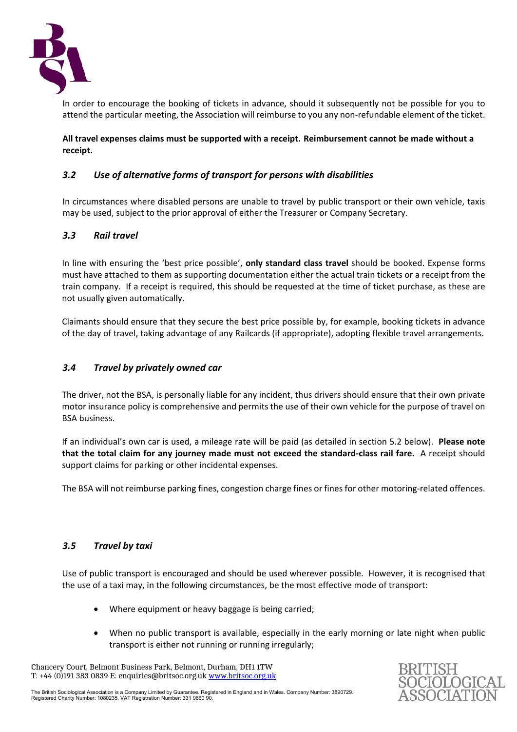In order to encourage the booking of tickets in advance, should it subsequently not be possible for you to attend the particular meeting, the Association will reimburse to you any non-refundable element of the ticket.

**All travel expenses claims must be supported with a receipt. Reimbursement cannot be made without a receipt.**

### *3.2 Use of alternative forms of transport for persons with disabilities*

In circumstances where disabled persons are unable to travel by public transport or their own vehicle, taxis may be used, subject to the prior approval of either the Treasurer or Company Secretary.

### *3.3 Rail travel*

In line with ensuring the 'best price possible', **only standard class travel** should be booked. Expense forms must have attached to them as supporting documentation either the actual train tickets or a receipt from the train company. If a receipt is required, this should be requested at the time of ticket purchase, as these are not usually given automatically.

Claimants should ensure that they secure the best price possible by, for example, booking tickets in advance of the day of travel, taking advantage of any Railcards (if appropriate), adopting flexible travel arrangements.

### *3.4 Travel by privately owned car*

The driver, not the BSA, is personally liable for any incident, thus drivers should ensure that their own private motor insurance policy is comprehensive and permits the use of their own vehicle for the purpose of travel on BSA business.

If an individual's own car is used, a mileage rate will be paid (as detailed in section 5.2 below). **Please note that the total claim for any journey made must not exceed the standard-class rail fare.** A receipt should support claims for parking or other incidental expenses.

The BSA will not reimburse parking fines, congestion charge fines or fines for other motoring-related offences.

### *3.5 Travel by taxi*

Use of public transport is encouraged and should be used wherever possible. However, it is recognised that the use of a taxi may, in the following circumstances, be the most effective mode of transport:

- Where equipment or heavy baggage is being carried;
- When no public transport is available, especially in the early morning or late night when public transport is either not running or running irregularly;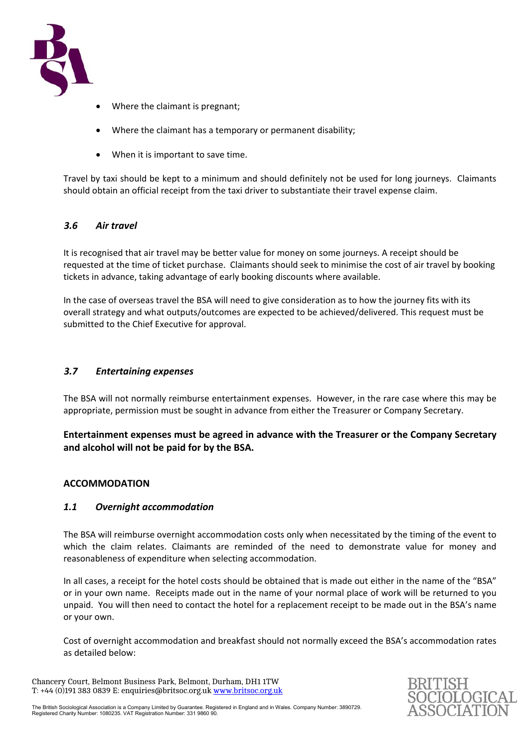- Where the claimant is pregnant;
- Where the claimant has a temporary or permanent disability;
- When it is important to save time.

Travel by taxi should be kept to a minimum and should definitely not be used for long journeys. Claimants should obtain an official receipt from the taxi driver to substantiate their travel expense claim.

### *3.6 Air travel*

It is recognised that air travel may be better value for money on some journeys. A receipt should be requested at the time of ticket purchase. Claimants should seek to minimise the cost of air travel by booking tickets in advance, taking advantage of early booking discounts where available.

In the case of overseas travel the BSA will need to give consideration as to how the journey fits with its overall strategy and what outputs/outcomes are expected to be achieved/delivered. This request must be submitted to the Chief Executive for approval.

### *3.7 Entertaining expenses*

The BSA will not normally reimburse entertainment expenses. However, in the rare case where this may be appropriate, permission must be sought in advance from either the Treasurer or Company Secretary.

**Entertainment expenses must be agreed in advance with the Treasurer or the Company Secretary and alcohol will not be paid for by the BSA.**

## ACCOMMODATION

### *1.1 Overnight accommodation*

The BSA will reimburse overnight accommodation costs only when necessitated by the timing of the event to which the claim relates. Claimants are reminded of the need to demonstrate value for money and reasonableness of expenditure when selecting accommodation.

In all cases, a receipt for the hotel costs should be obtained that is made out either in the name of the "BSA" or in your own name. Receipts made out in the name of your normal place of work will be returned to you unpaid. You will then need to contact the hotel for a replacement receipt to be made out in the BSA's name or your own.

Cost of overnight accommodation and breakfast should not normally exceed the BSA's accommodation rates as detailed below: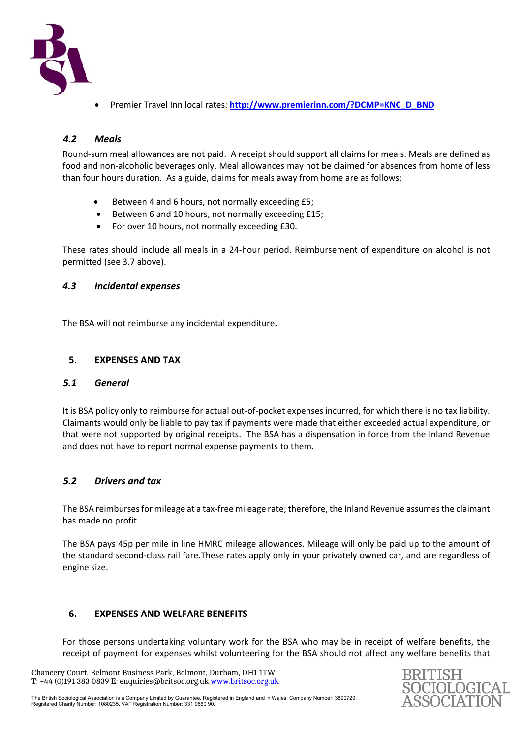- Premier Travel Inn local rates: **http://www.premierinn.com/?DCMP=KNC_D_BND**

### *4.2 Meals*

Round-sum meal allowances are not paid. A receipt should support all claims for meals. Meals are defined as food and non-alcoholic beverages only. Meal allowances may not be claimed for absences from home of less than four hours duration. As a guide, claims for meals away from home are as follows:

- Between 4 and 6 hours, not normally exceeding £5;
- Between 6 and 10 hours, not normally exceeding £15;
- For over 10 hours, not normally exceeding £30.

These rates should include all meals in a 24-hour period. Reimbursement of expenditure on alcohol is not permitted (see 3.7 above).

### *4.3 Incidental expenses*

The BSA will not reimburse any incidental expenditure**.**

## 5. EXPENSES AND TAX

### *5.1 General*

It is BSA policy only to reimburse for actual out-of-pocket expenses incurred, for which there is no tax liability. Claimants would only be liable to pay tax if payments were made that either exceeded actual expenditure, or that were not supported by original receipts. The BSA has a dispensation in force from the Inland Revenue and does not have to report normal expense payments to them.

### *5.2 Drivers and tax*

The BSA reimburses for mileage at a tax-free mileage rate; therefore, the Inland Revenue assumes the claimant has made no profit.

The BSA pays 45p per mile in line HMRC mileage allowances. Mileage will only be paid up to the amount of the standard second-class rail fare.These rates apply only in your privately owned car, and are regardless of engine size.

## 6. EXPENSES AND WELFARE BENEFITS

For those persons undertaking voluntary work for the BSA who may be in receipt of welfare benefits, the receipt of payment for expenses whilst volunteering for the BSA should not affect any welfare benefits that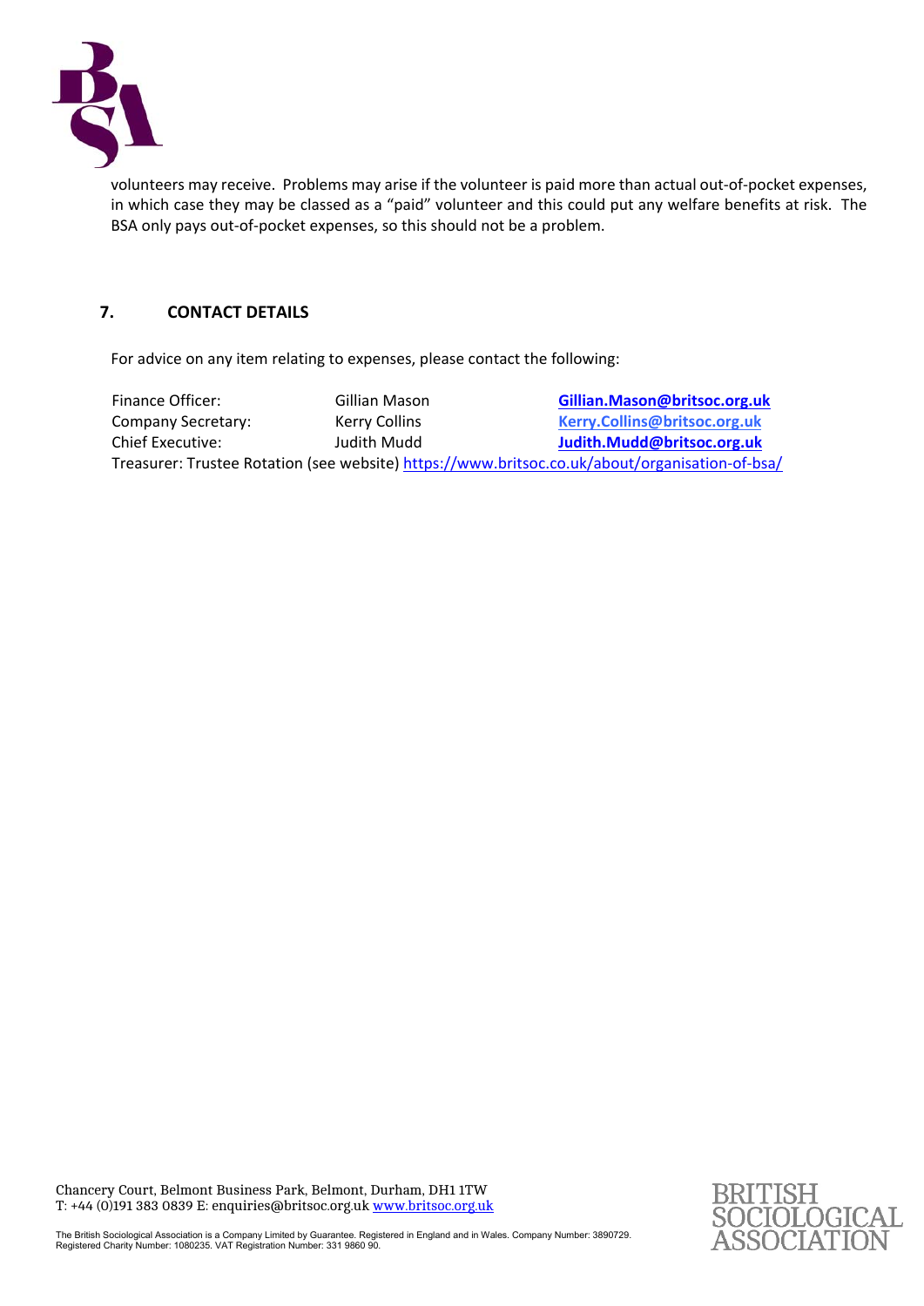volunteers may receive. Problems may arise if the volunteer is paid more than actual out-of-pocket expenses, in which case they may be classed as a "paid" volunteer and this could put any welfare benefits at risk. The BSA only pays out-of-pocket expenses, so this should not be a problem.

## 7. CONTACT DETAILS

For advice on any item relating to expenses, please contact the following:

| | | |
|---|---|---|
| Finance Officer: | Gillian Mason | **Gillian.Mason@britsoc.org.uk** |
| Company Secretary: | Kerry Collins | **Kerry.Collins@britsoc.org.uk** |
| Chief Executive: | Judith Mudd | **Judith.Mudd@britsoc.org.uk** |

Treasurer: Trustee Rotation (see website) https://www.britsoc.co.uk/about/organisation-of-bsa/

Chancery Court, Belmont Business Park, Belmont, Durham, DH1 1TW
T: +44 (0)191 383 0839 E: enquiries@britsoc.org.uk www.britsoc.org.uk

The British Sociological Association is a Company Limited by Guarantee. Registered in England and in Wales. Company Number: 3890729.
Registered Charity Number: 1080235. VAT Registration Number: 331 9860 90.